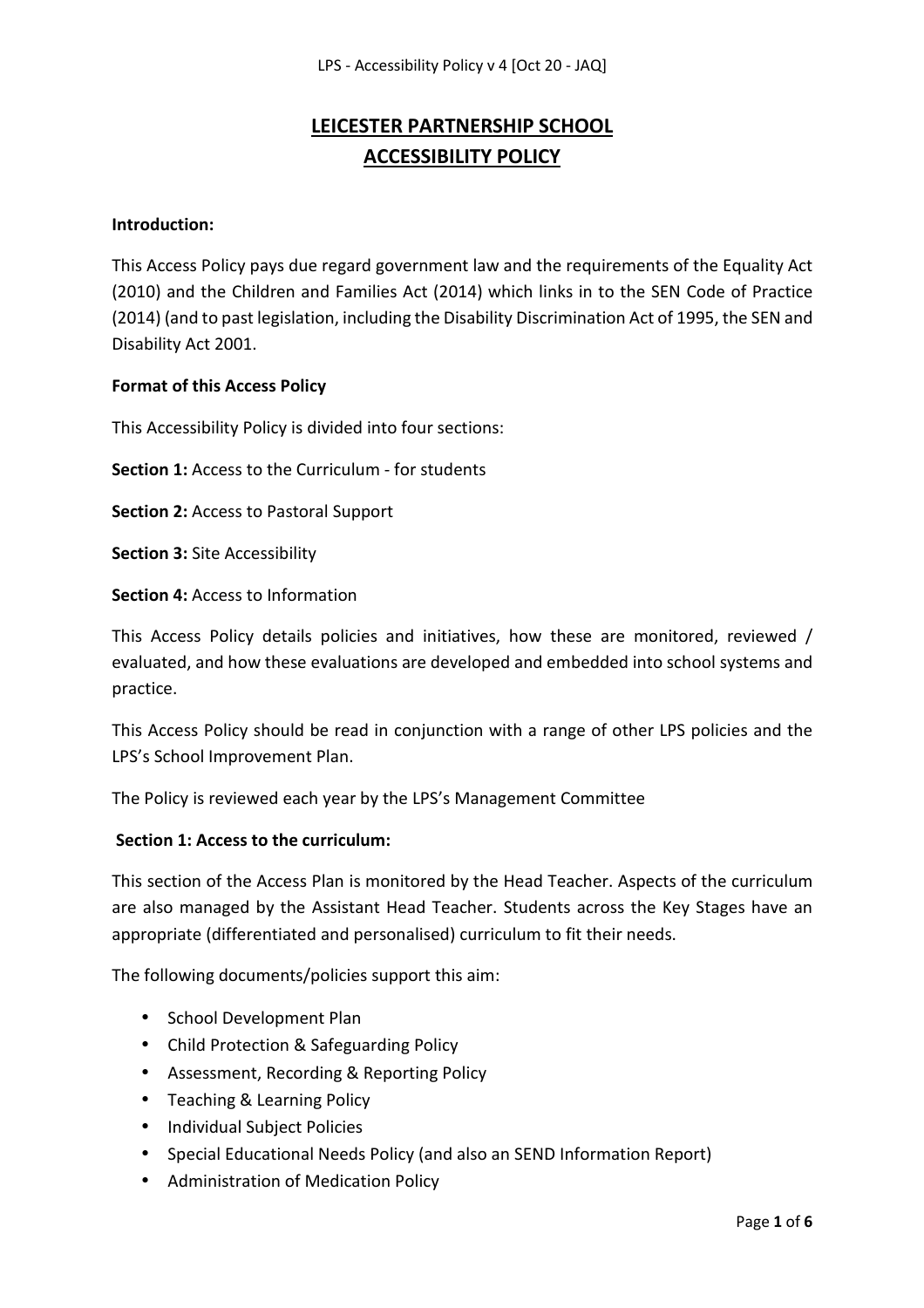# LEICESTER PARTNERSHIP SCHOOL
# ACCESSIBILITY POLICY

**Introduction:**

This Access Policy pays due regard government law and the requirements of the Equality Act (2010) and the Children and Families Act (2014) which links in to the SEN Code of Practice (2014) (and to past legislation, including the Disability Discrimination Act of 1995, the SEN and Disability Act 2001.

**Format of this Access Policy**

This Accessibility Policy is divided into four sections:

**Section 1:** Access to the Curriculum - for students

**Section 2:** Access to Pastoral Support

**Section 3:** Site Accessibility

**Section 4:** Access to Information

This Access Policy details policies and initiatives, how these are monitored, reviewed / evaluated, and how these evaluations are developed and embedded into school systems and practice.

This Access Policy should be read in conjunction with a range of other LPS policies and the LPS's School Improvement Plan.

The Policy is reviewed each year by the LPS's Management Committee

**Section 1: Access to the curriculum:**

This section of the Access Plan is monitored by the Head Teacher. Aspects of the curriculum are also managed by the Assistant Head Teacher. Students across the Key Stages have an appropriate (differentiated and personalised) curriculum to fit their needs.

The following documents/policies support this aim:

- School Development Plan
- Child Protection & Safeguarding Policy
- Assessment, Recording & Reporting Policy
- Teaching & Learning Policy
- Individual Subject Policies
- Special Educational Needs Policy (and also an SEND Information Report)
- Administration of Medication Policy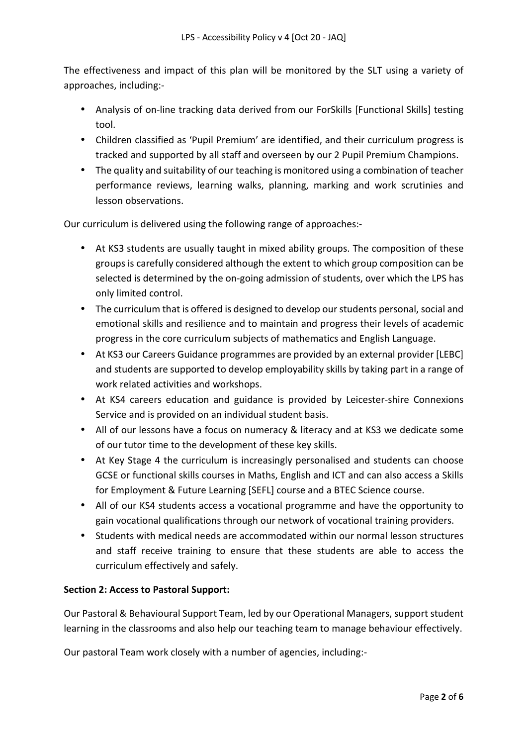The effectiveness and impact of this plan will be monitored by the SLT using a variety of approaches, including:-

- Analysis of on-line tracking data derived from our ForSkills [Functional Skills] testing tool.
- Children classified as 'Pupil Premium' are identified, and their curriculum progress is tracked and supported by all staff and overseen by our 2 Pupil Premium Champions.
- The quality and suitability of our teaching is monitored using a combination of teacher performance reviews, learning walks, planning, marking and work scrutinies and lesson observations.

Our curriculum is delivered using the following range of approaches:-

- At KS3 students are usually taught in mixed ability groups. The composition of these groups is carefully considered although the extent to which group composition can be selected is determined by the on-going admission of students, over which the LPS has only limited control.
- The curriculum that is offered is designed to develop our students personal, social and emotional skills and resilience and to maintain and progress their levels of academic progress in the core curriculum subjects of mathematics and English Language.
- At KS3 our Careers Guidance programmes are provided by an external provider [LEBC] and students are supported to develop employability skills by taking part in a range of work related activities and workshops.
- At KS4 careers education and guidance is provided by Leicester-shire Connexions Service and is provided on an individual student basis.
- All of our lessons have a focus on numeracy & literacy and at KS3 we dedicate some of our tutor time to the development of these key skills.
- At Key Stage 4 the curriculum is increasingly personalised and students can choose GCSE or functional skills courses in Maths, English and ICT and can also access a Skills for Employment & Future Learning [SEFL] course and a BTEC Science course.
- All of our KS4 students access a vocational programme and have the opportunity to gain vocational qualifications through our network of vocational training providers.
- Students with medical needs are accommodated within our normal lesson structures and staff receive training to ensure that these students are able to access the curriculum effectively and safely.

**Section 2: Access to Pastoral Support:**

Our Pastoral & Behavioural Support Team, led by our Operational Managers, support student learning in the classrooms and also help our teaching team to manage behaviour effectively.

Our pastoral Team work closely with a number of agencies, including:-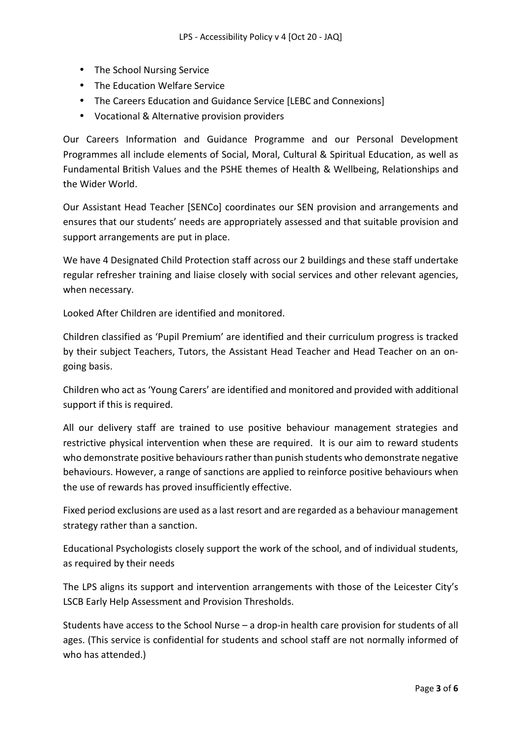- The School Nursing Service
- The Education Welfare Service
- The Careers Education and Guidance Service [LEBC and Connexions]
- Vocational & Alternative provision providers

Our Careers Information and Guidance Programme and our Personal Development Programmes all include elements of Social, Moral, Cultural & Spiritual Education, as well as Fundamental British Values and the PSHE themes of Health & Wellbeing, Relationships and the Wider World.

Our Assistant Head Teacher [SENCo] coordinates our SEN provision and arrangements and ensures that our students' needs are appropriately assessed and that suitable provision and support arrangements are put in place.

We have 4 Designated Child Protection staff across our 2 buildings and these staff undertake regular refresher training and liaise closely with social services and other relevant agencies, when necessary.

Looked After Children are identified and monitored.

Children classified as 'Pupil Premium' are identified and their curriculum progress is tracked by their subject Teachers, Tutors, the Assistant Head Teacher and Head Teacher on an on-going basis.

Children who act as 'Young Carers' are identified and monitored and provided with additional support if this is required.

All our delivery staff are trained to use positive behaviour management strategies and restrictive physical intervention when these are required. It is our aim to reward students who demonstrate positive behaviours rather than punish students who demonstrate negative behaviours. However, a range of sanctions are applied to reinforce positive behaviours when the use of rewards has proved insufficiently effective.

Fixed period exclusions are used as a last resort and are regarded as a behaviour management strategy rather than a sanction.

Educational Psychologists closely support the work of the school, and of individual students, as required by their needs

The LPS aligns its support and intervention arrangements with those of the Leicester City's LSCB Early Help Assessment and Provision Thresholds.

Students have access to the School Nurse – a drop-in health care provision for students of all ages. (This service is confidential for students and school staff are not normally informed of who has attended.)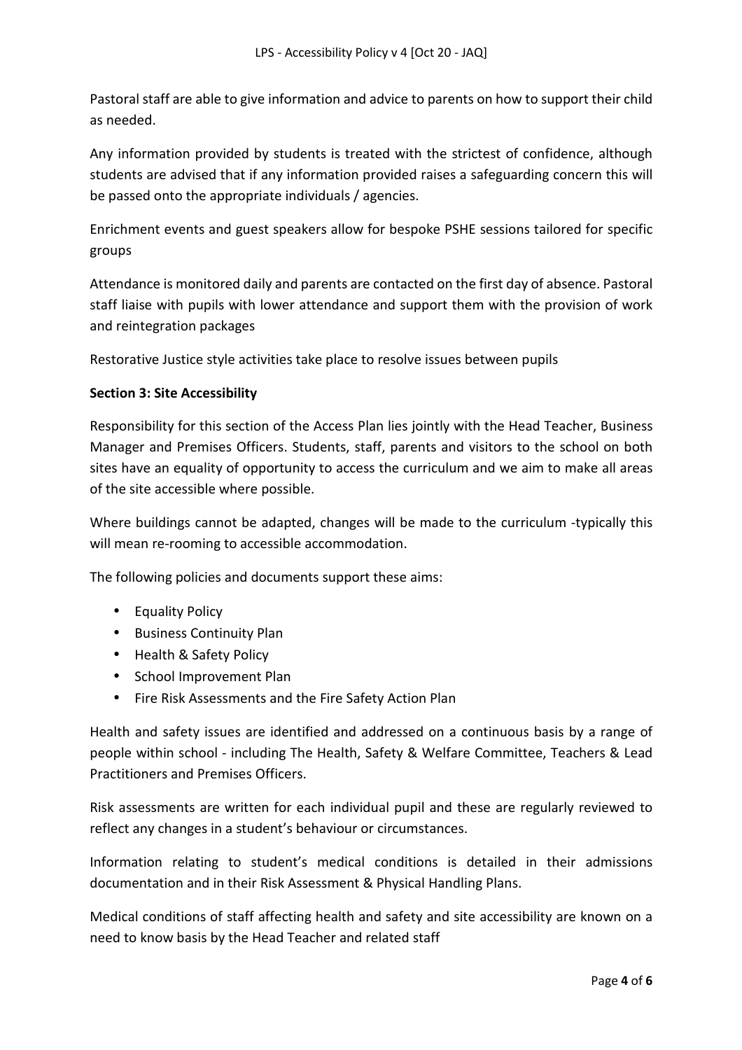Pastoral staff are able to give information and advice to parents on how to support their child as needed.

Any information provided by students is treated with the strictest of confidence, although students are advised that if any information provided raises a safeguarding concern this will be passed onto the appropriate individuals / agencies.

Enrichment events and guest speakers allow for bespoke PSHE sessions tailored for specific groups

Attendance is monitored daily and parents are contacted on the first day of absence. Pastoral staff liaise with pupils with lower attendance and support them with the provision of work and reintegration packages

Restorative Justice style activities take place to resolve issues between pupils

**Section 3: Site Accessibility**

Responsibility for this section of the Access Plan lies jointly with the Head Teacher, Business Manager and Premises Officers. Students, staff, parents and visitors to the school on both sites have an equality of opportunity to access the curriculum and we aim to make all areas of the site accessible where possible.

Where buildings cannot be adapted, changes will be made to the curriculum -typically this will mean re-rooming to accessible accommodation.

The following policies and documents support these aims:

- Equality Policy
- Business Continuity Plan
- Health & Safety Policy
- School Improvement Plan
- Fire Risk Assessments and the Fire Safety Action Plan

Health and safety issues are identified and addressed on a continuous basis by a range of people within school - including The Health, Safety & Welfare Committee, Teachers & Lead Practitioners and Premises Officers.

Risk assessments are written for each individual pupil and these are regularly reviewed to reflect any changes in a student's behaviour or circumstances.

Information relating to student's medical conditions is detailed in their admissions documentation and in their Risk Assessment & Physical Handling Plans.

Medical conditions of staff affecting health and safety and site accessibility are known on a need to know basis by the Head Teacher and related staff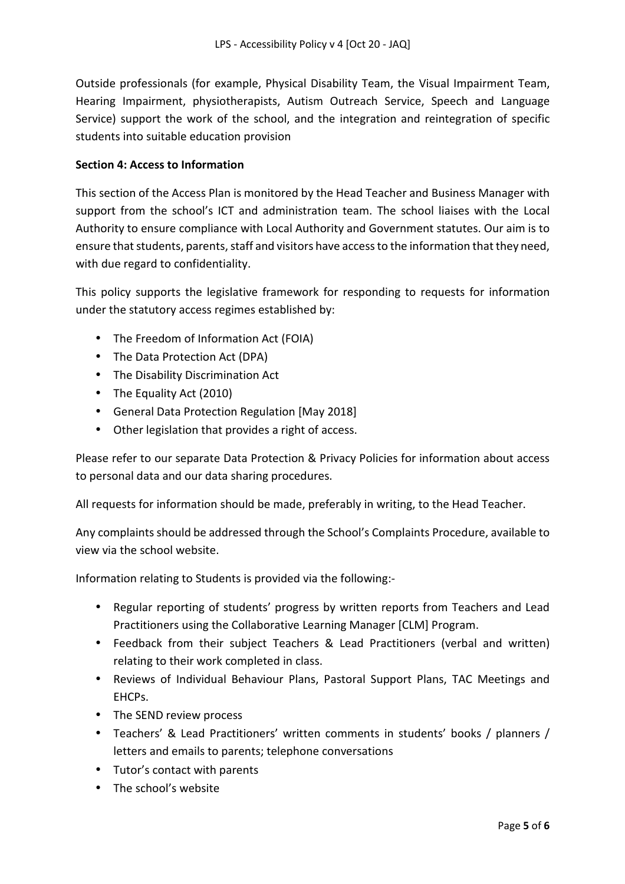Outside professionals (for example, Physical Disability Team, the Visual Impairment Team, Hearing Impairment, physiotherapists, Autism Outreach Service, Speech and Language Service) support the work of the school, and the integration and reintegration of specific students into suitable education provision

**Section 4: Access to Information**

This section of the Access Plan is monitored by the Head Teacher and Business Manager with support from the school's ICT and administration team. The school liaises with the Local Authority to ensure compliance with Local Authority and Government statutes. Our aim is to ensure that students, parents, staff and visitors have access to the information that they need, with due regard to confidentiality.

This policy supports the legislative framework for responding to requests for information under the statutory access regimes established by:

- The Freedom of Information Act (FOIA)
- The Data Protection Act (DPA)
- The Disability Discrimination Act
- The Equality Act (2010)
- General Data Protection Regulation [May 2018]
- Other legislation that provides a right of access.

Please refer to our separate Data Protection & Privacy Policies for information about access to personal data and our data sharing procedures.

All requests for information should be made, preferably in writing, to the Head Teacher.

Any complaints should be addressed through the School's Complaints Procedure, available to view via the school website.

Information relating to Students is provided via the following:-

- Regular reporting of students' progress by written reports from Teachers and Lead Practitioners using the Collaborative Learning Manager [CLM] Program.
- Feedback from their subject Teachers & Lead Practitioners (verbal and written) relating to their work completed in class.
- Reviews of Individual Behaviour Plans, Pastoral Support Plans, TAC Meetings and EHCPs.
- The SEND review process
- Teachers' & Lead Practitioners' written comments in students' books / planners / letters and emails to parents; telephone conversations
- Tutor's contact with parents
- The school's website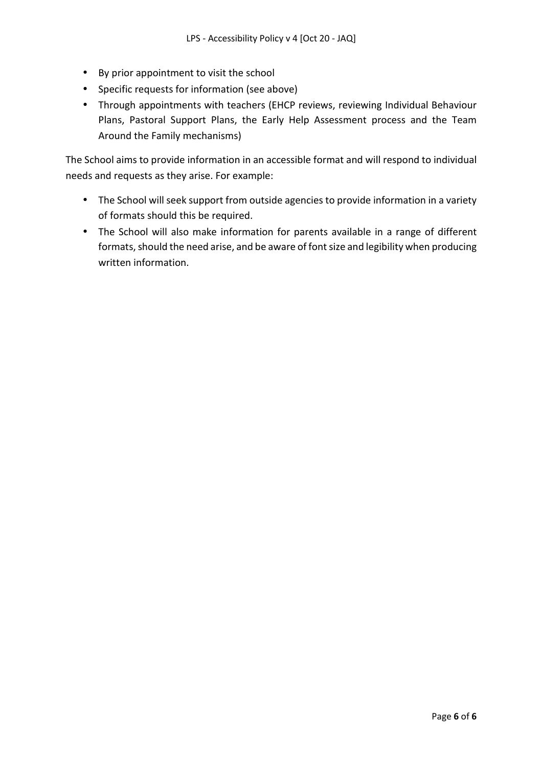- By prior appointment to visit the school
- Specific requests for information (see above)
- Through appointments with teachers (EHCP reviews, reviewing Individual Behaviour Plans, Pastoral Support Plans, the Early Help Assessment process and the Team Around the Family mechanisms)

The School aims to provide information in an accessible format and will respond to individual needs and requests as they arise. For example:

- The School will seek support from outside agencies to provide information in a variety of formats should this be required.
- The School will also make information for parents available in a range of different formats, should the need arise, and be aware of font size and legibility when producing written information.